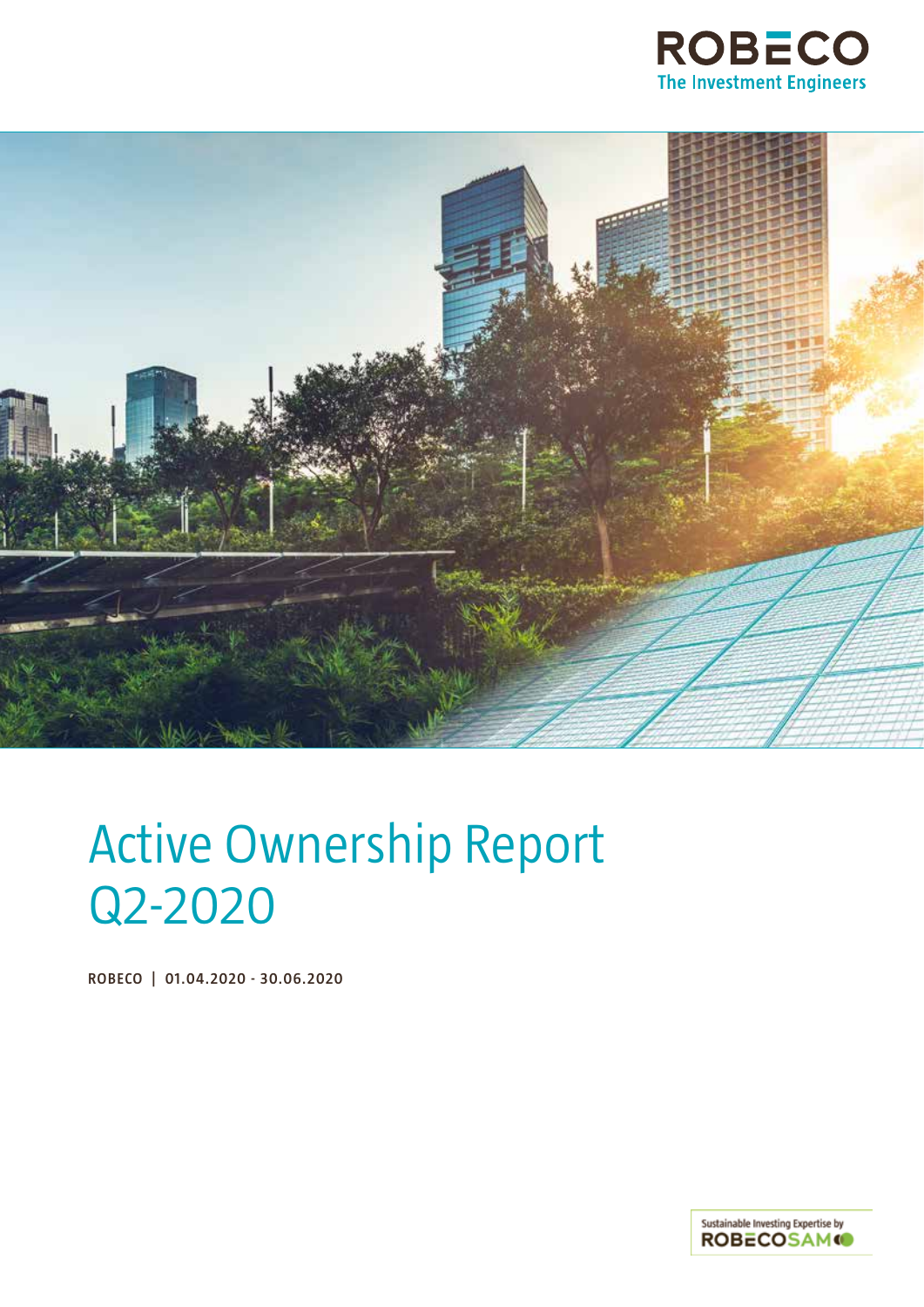ROBECO
The Investment Engineers

# Active Ownership Report Q2-2020

ROBECO | 01.04.2020 - 30.06.2020

Sustainable Investing Expertise by ROBECOSAM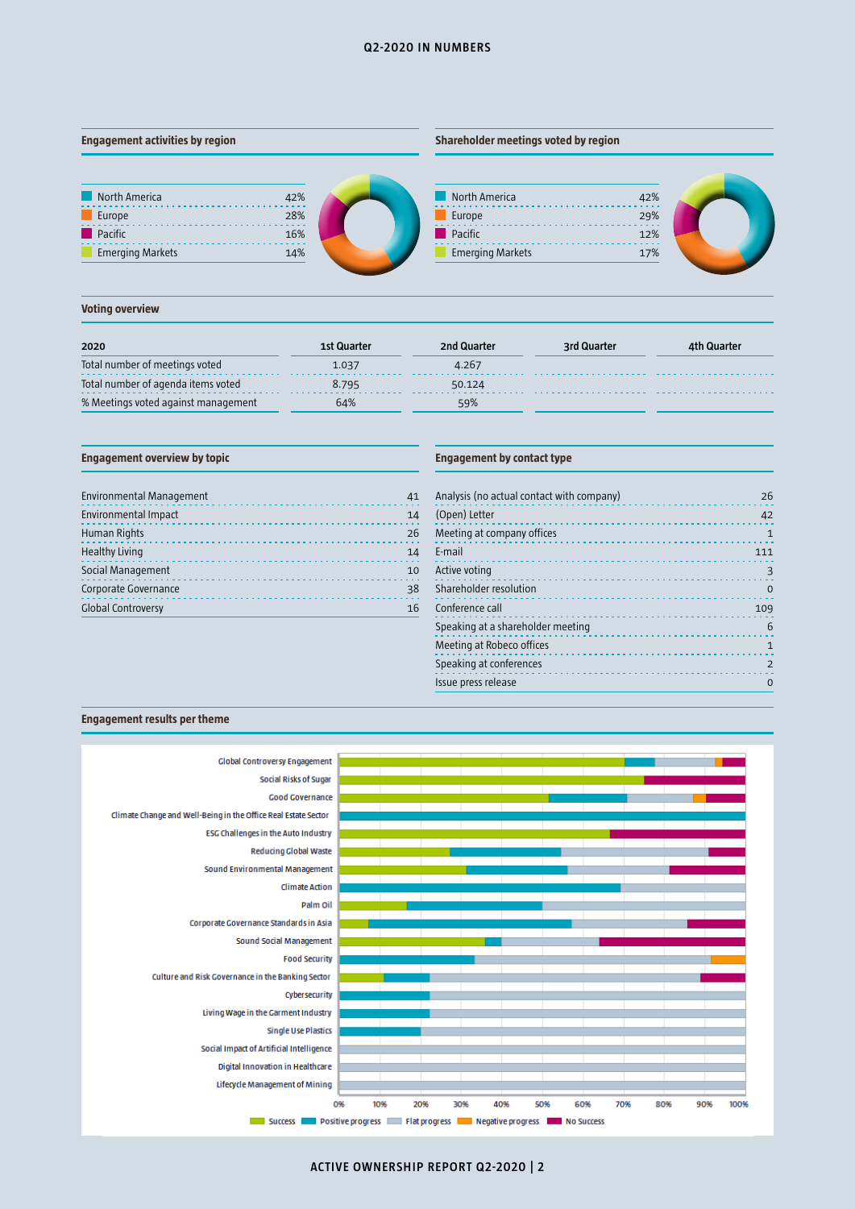# Q2-2020 IN NUMBERS

## Engagement activities by region

| Region | % |
|---|---|
| North America | 42% |
| Europe | 28% |
| Pacific | 16% |
| Emerging Markets | 14% |

## Shareholder meetings voted by region

| Region | % |
|---|---|
| North America | 42% |
| Europe | 29% |
| Pacific | 12% |
| Emerging Markets | 17% |

## Voting overview

| 2020 | 1st Quarter | 2nd Quarter | 3rd Quarter | 4th Quarter |
|---|---|---|---|---|
| Total number of meetings voted | 1.037 | 4.267 | | |
| Total number of agenda items voted | 8.795 | 50.124 | | |
| % Meetings voted against management | 64% | 59% | | |

## Engagement overview by topic

| Topic | Number |
|---|---|
| Environmental Management | 41 |
| Environmental Impact | 14 |
| Human Rights | 26 |
| Healthy Living | 14 |
| Social Management | 10 |
| Corporate Governance | 38 |
| Global Controversy | 16 |

## Engagement by contact type

| Contact type | Number |
|---|---|
| Analysis (no actual contact with company) | 26 |
| (Open) Letter | 42 |
| Meeting at company offices | 1 |
| E-mail | 111 |
| Active voting | 3 |
| Shareholder resolution | 0 |
| Conference call | 109 |
| Speaking at a shareholder meeting | 6 |
| Meeting at Robeco offices | 1 |
| Speaking at conferences | 2 |
| Issue press release | 0 |

## Engagement results per theme

Themes: Global Controversy Engagement; Social Risks of Sugar; Good Governance; Climate Change and Well-Being in the Office Real Estate Sector; ESG Challenges in the Auto Industry; Reducing Global Waste; Sound Environmental Management; Climate Action; Palm Oil; Corporate Governance Standards in Asia; Sound Social Management; Food Security; Culture and Risk Governance in the Banking Sector; Cybersecurity; Living Wage in the Garment Industry; Single Use Plastics; Social Impact of Artificial Intelligence; Digital Innovation in Healthcare; Lifecycle Management of Mining

Legend: Success, Positive progress, Flat progress, Negative progress, No Success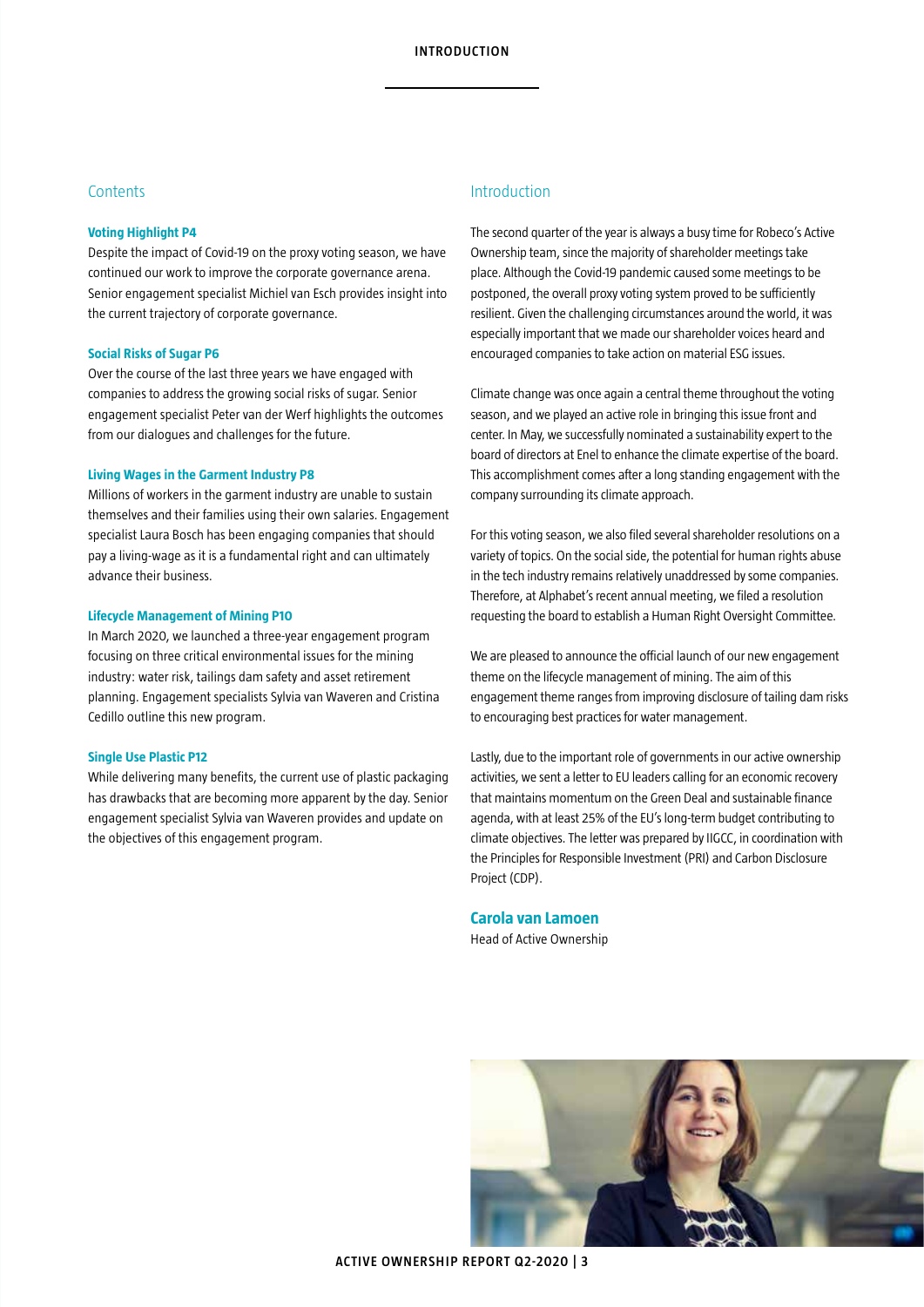# INTRODUCTION

## Contents

**Voting Highlight P4**

Despite the impact of Covid-19 on the proxy voting season, we have continued our work to improve the corporate governance arena. Senior engagement specialist Michiel van Esch provides insight into the current trajectory of corporate governance.

**Social Risks of Sugar P6**

Over the course of the last three years we have engaged with companies to address the growing social risks of sugar. Senior engagement specialist Peter van der Werf highlights the outcomes from our dialogues and challenges for the future.

**Living Wages in the Garment Industry P8**

Millions of workers in the garment industry are unable to sustain themselves and their families using their own salaries. Engagement specialist Laura Bosch has been engaging companies that should pay a living-wage as it is a fundamental right and can ultimately advance their business.

**Lifecycle Management of Mining P10**

In March 2020, we launched a three-year engagement program focusing on three critical environmental issues for the mining industry: water risk, tailings dam safety and asset retirement planning. Engagement specialists Sylvia van Waveren and Cristina Cedillo outline this new program.

**Single Use Plastic P12**

While delivering many benefits, the current use of plastic packaging has drawbacks that are becoming more apparent by the day. Senior engagement specialist Sylvia van Waveren provides and update on the objectives of this engagement program.

## Introduction

The second quarter of the year is always a busy time for Robeco's Active Ownership team, since the majority of shareholder meetings take place. Although the Covid-19 pandemic caused some meetings to be postponed, the overall proxy voting system proved to be sufficiently resilient. Given the challenging circumstances around the world, it was especially important that we made our shareholder voices heard and encouraged companies to take action on material ESG issues.

Climate change was once again a central theme throughout the voting season, and we played an active role in bringing this issue front and center. In May, we successfully nominated a sustainability expert to the board of directors at Enel to enhance the climate expertise of the board. This accomplishment comes after a long standing engagement with the company surrounding its climate approach.

For this voting season, we also filed several shareholder resolutions on a variety of topics. On the social side, the potential for human rights abuse in the tech industry remains relatively unaddressed by some companies. Therefore, at Alphabet's recent annual meeting, we filed a resolution requesting the board to establish a Human Right Oversight Committee.

We are pleased to announce the official launch of our new engagement theme on the lifecycle management of mining. The aim of this engagement theme ranges from improving disclosure of tailing dam risks to encouraging best practices for water management.

Lastly, due to the important role of governments in our active ownership activities, we sent a letter to EU leaders calling for an economic recovery that maintains momentum on the Green Deal and sustainable finance agenda, with at least 25% of the EU's long-term budget contributing to climate objectives. The letter was prepared by IIGCC, in coordination with the Principles for Responsible Investment (PRI) and Carbon Disclosure Project (CDP).

**Carola van Lamoen**
Head of Active Ownership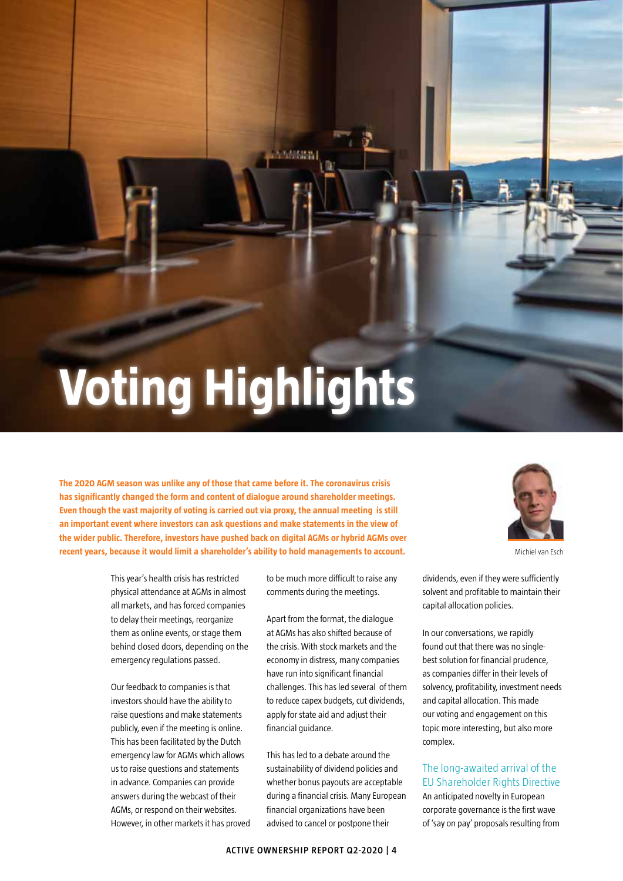# Voting Highlights

**The 2020 AGM season was unlike any of those that came before it. The coronavirus crisis has significantly changed the form and content of dialogue around shareholder meetings. Even though the vast majority of voting is carried out via proxy, the annual meeting is still an important event where investors can ask questions and make statements in the view of the wider public. Therefore, investors have pushed back on digital AGMs or hybrid AGMs over recent years, because it would limit a shareholder's ability to hold managements to account.**

Michiel van Esch

This year's health crisis has restricted physical attendance at AGMs in almost all markets, and has forced companies to delay their meetings, reorganize them as online events, or stage them behind closed doors, depending on the emergency regulations passed.

Our feedback to companies is that investors should have the ability to raise questions and make statements publicly, even if the meeting is online. This has been facilitated by the Dutch emergency law for AGMs which allows us to raise questions and statements in advance. Companies can provide answers during the webcast of their AGMs, or respond on their websites. However, in other markets it has proved to be much more difficult to raise any comments during the meetings.

Apart from the format, the dialogue at AGMs has also shifted because of the crisis. With stock markets and the economy in distress, many companies have run into significant financial challenges. This has led several of them to reduce capex budgets, cut dividends, apply for state aid and adjust their financial guidance.

This has led to a debate around the sustainability of dividend policies and whether bonus payouts are acceptable during a financial crisis. Many European financial organizations have been advised to cancel or postpone their dividends, even if they were sufficiently solvent and profitable to maintain their capital allocation policies.

In our conversations, we rapidly found out that there was no single-best solution for financial prudence, as companies differ in their levels of solvency, profitability, investment needs and capital allocation. This made our voting and engagement on this topic more interesting, but also more complex.

## The long-awaited arrival of the EU Shareholder Rights Directive

An anticipated novelty in European corporate governance is the first wave of 'say on pay' proposals resulting from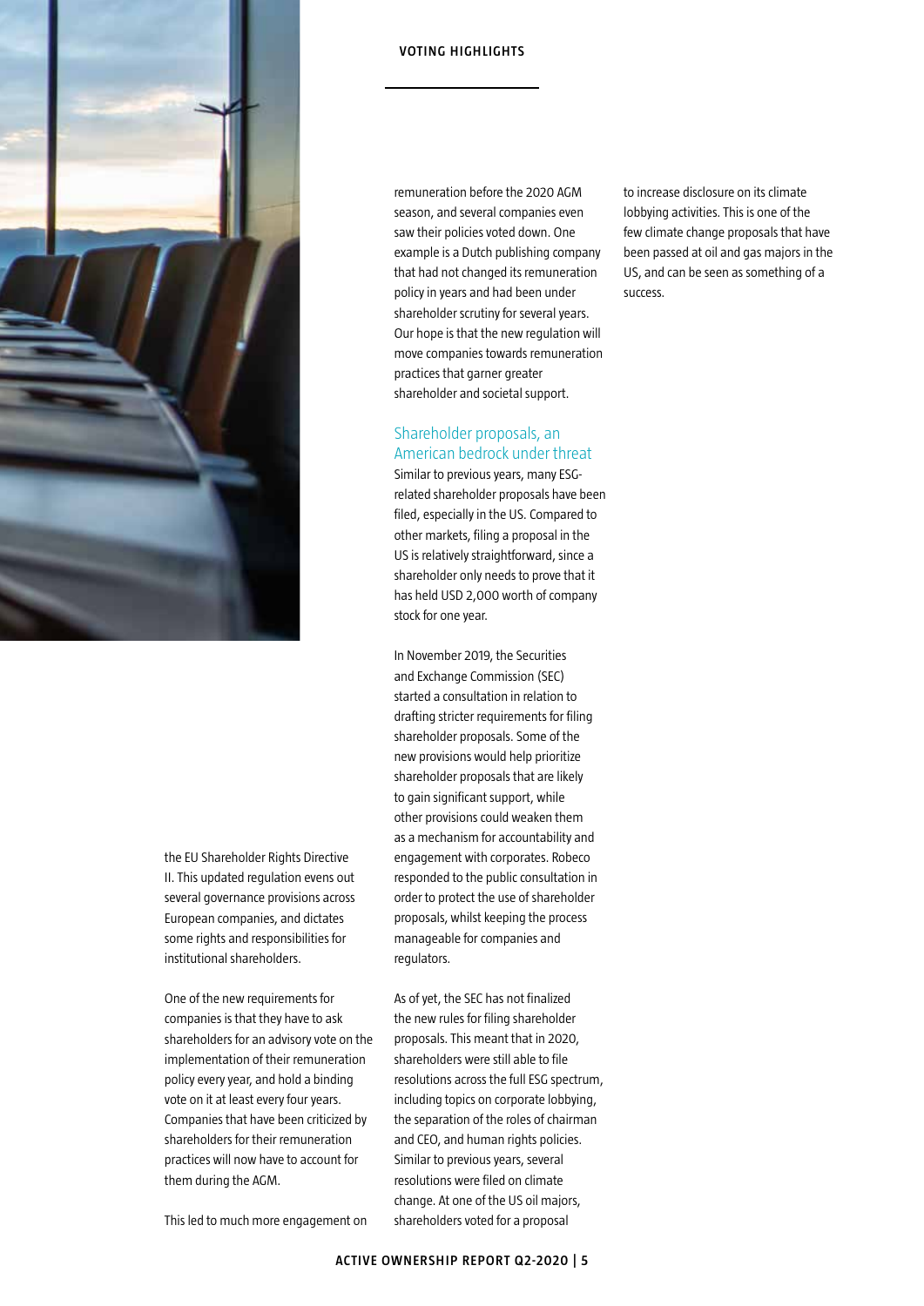the EU Shareholder Rights Directive II. This updated regulation evens out several governance provisions across European companies, and dictates some rights and responsibilities for institutional shareholders.

One of the new requirements for companies is that they have to ask shareholders for an advisory vote on the implementation of their remuneration policy every year, and hold a binding vote on it at least every four years. Companies that have been criticized by shareholders for their remuneration practices will now have to account for them during the AGM.

This led to much more engagement on remuneration before the 2020 AGM season, and several companies even saw their policies voted down. One example is a Dutch publishing company that had not changed its remuneration policy in years and had been under shareholder scrutiny for several years. Our hope is that the new regulation will move companies towards remuneration practices that garner greater shareholder and societal support.

## Shareholder proposals, an American bedrock under threat

Similar to previous years, many ESG-related shareholder proposals have been filed, especially in the US. Compared to other markets, filing a proposal in the US is relatively straightforward, since a shareholder only needs to prove that it has held USD 2,000 worth of company stock for one year.

In November 2019, the Securities and Exchange Commission (SEC) started a consultation in relation to drafting stricter requirements for filing shareholder proposals. Some of the new provisions would help prioritize shareholder proposals that are likely to gain significant support, while other provisions could weaken them as a mechanism for accountability and engagement with corporates. Robeco responded to the public consultation in order to protect the use of shareholder proposals, whilst keeping the process manageable for companies and regulators.

As of yet, the SEC has not finalized the new rules for filing shareholder proposals. This meant that in 2020, shareholders were still able to file resolutions across the full ESG spectrum, including topics on corporate lobbying, the separation of the roles of chairman and CEO, and human rights policies. Similar to previous years, several resolutions were filed on climate change. At one of the US oil majors, shareholders voted for a proposal to increase disclosure on its climate lobbying activities. This is one of the few climate change proposals that have been passed at oil and gas majors in the US, and can be seen as something of a success.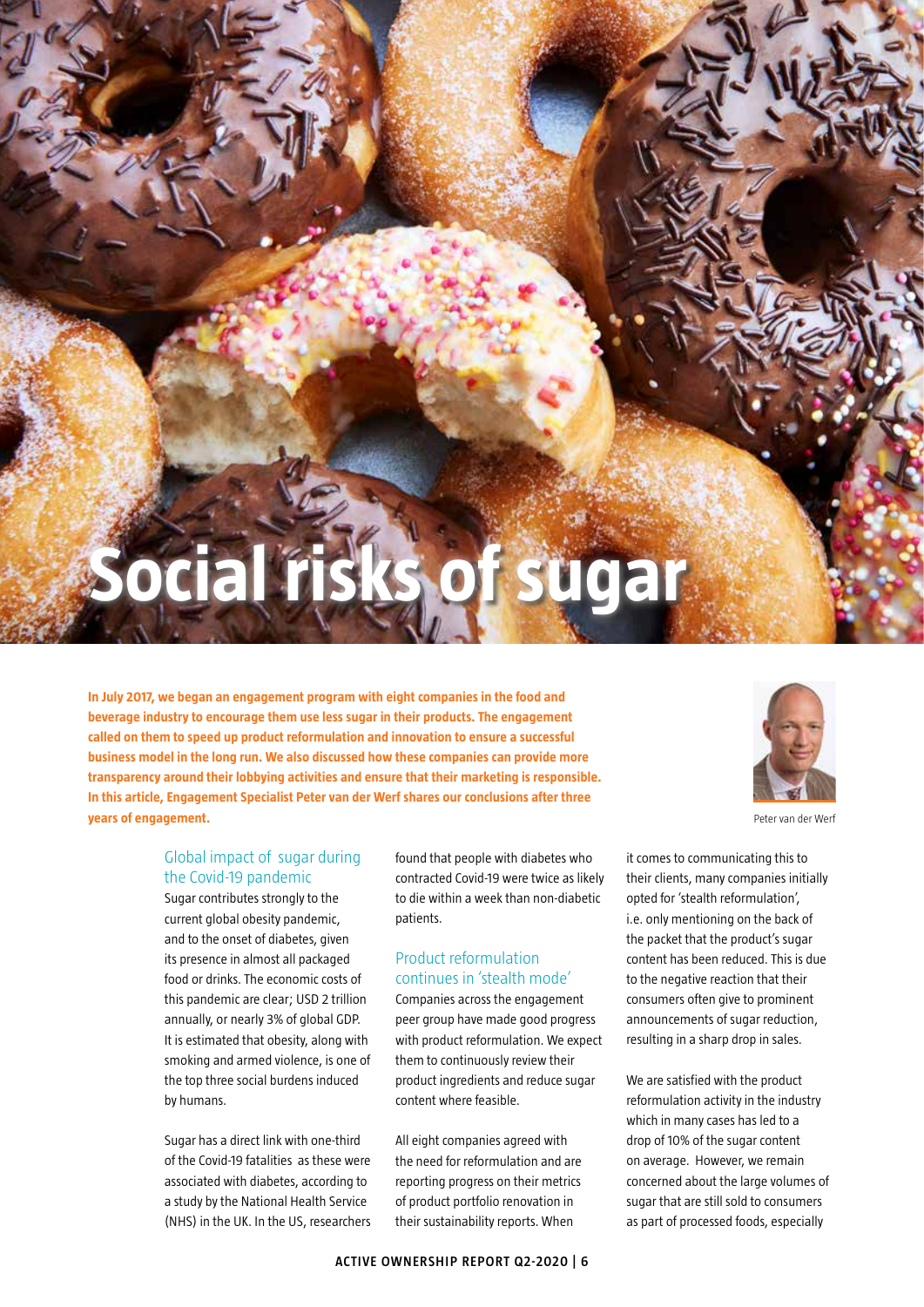# Social risks of sugar

**In July 2017, we began an engagement program with eight companies in the food and beverage industry to encourage them use less sugar in their products. The engagement called on them to speed up product reformulation and innovation to ensure a successful business model in the long run. We also discussed how these companies can provide more transparency around their lobbying activities and ensure that their marketing is responsible. In this article, Engagement Specialist Peter van der Werf shares our conclusions after three years of engagement.**

Peter van der Werf

## Global impact of sugar during the Covid-19 pandemic

Sugar contributes strongly to the current global obesity pandemic, and to the onset of diabetes, given its presence in almost all packaged food or drinks. The economic costs of this pandemic are clear; USD 2 trillion annually, or nearly 3% of global GDP. It is estimated that obesity, along with smoking and armed violence, is one of the top three social burdens induced by humans.

Sugar has a direct link with one-third of the Covid-19 fatalities as these were associated with diabetes, according to a study by the National Health Service (NHS) in the UK. In the US, researchers found that people with diabetes who contracted Covid-19 were twice as likely to die within a week than non-diabetic patients.

## Product reformulation continues in 'stealth mode'

Companies across the engagement peer group have made good progress with product reformulation. We expect them to continuously review their product ingredients and reduce sugar content where feasible.

All eight companies agreed with the need for reformulation and are reporting progress on their metrics of product portfolio renovation in their sustainability reports. When it comes to communicating this to their clients, many companies initially opted for 'stealth reformulation', i.e. only mentioning on the back of the packet that the product's sugar content has been reduced. This is due to the negative reaction that their consumers often give to prominent announcements of sugar reduction, resulting in a sharp drop in sales.

We are satisfied with the product reformulation activity in the industry which in many cases has led to a drop of 10% of the sugar content on average. However, we remain concerned about the large volumes of sugar that are still sold to consumers as part of processed foods, especially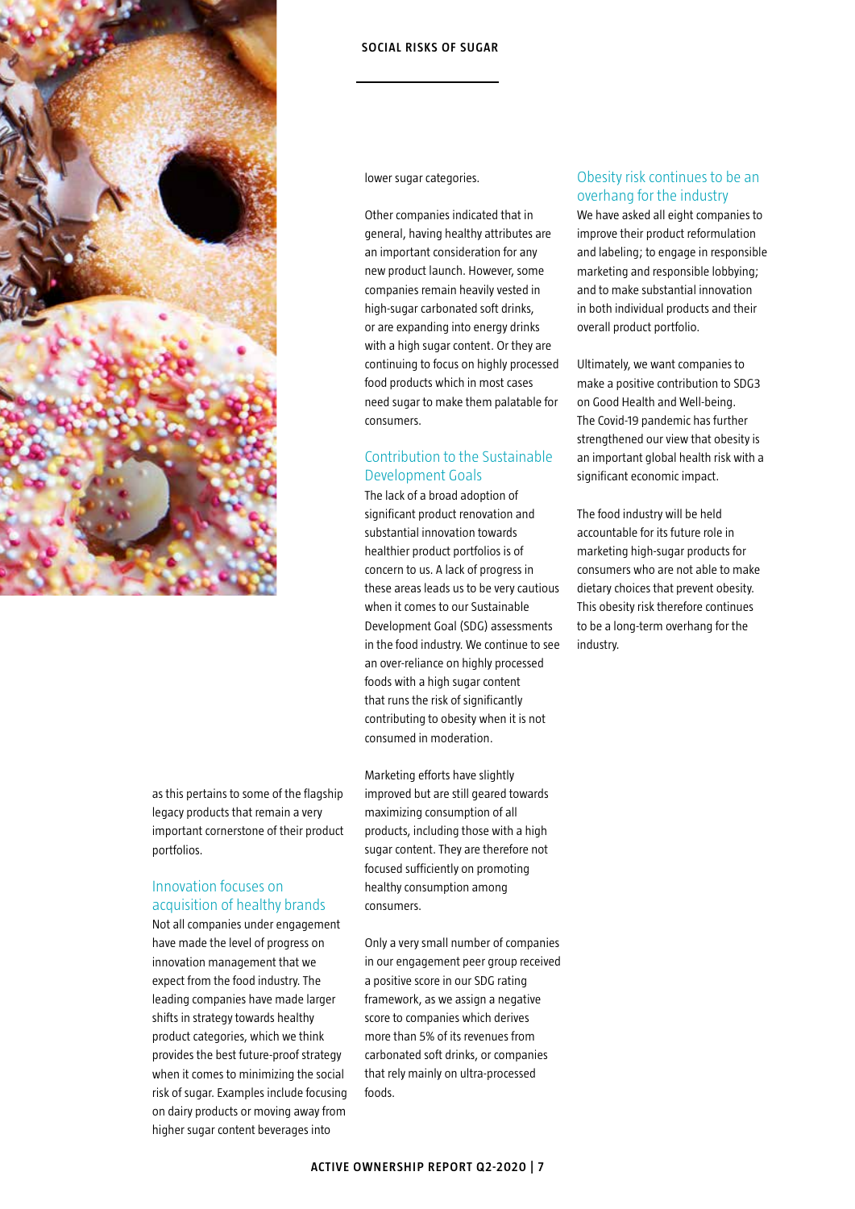as this pertains to some of the flagship legacy products that remain a very important cornerstone of their product portfolios.

## Innovation focuses on acquisition of healthy brands

Not all companies under engagement have made the level of progress on innovation management that we expect from the food industry. The leading companies have made larger shifts in strategy towards healthy product categories, which we think provides the best future-proof strategy when it comes to minimizing the social risk of sugar. Examples include focusing on dairy products or moving away from higher sugar content beverages into lower sugar categories.

Other companies indicated that in general, having healthy attributes are an important consideration for any new product launch. However, some companies remain heavily vested in high-sugar carbonated soft drinks, or are expanding into energy drinks with a high sugar content. Or they are continuing to focus on highly processed food products which in most cases need sugar to make them palatable for consumers.

## Contribution to the Sustainable Development Goals

The lack of a broad adoption of significant product renovation and substantial innovation towards healthier product portfolios is of concern to us. A lack of progress in these areas leads us to be very cautious when it comes to our Sustainable Development Goal (SDG) assessments in the food industry. We continue to see an over-reliance on highly processed foods with a high sugar content that runs the risk of significantly contributing to obesity when it is not consumed in moderation.

Marketing efforts have slightly improved but are still geared towards maximizing consumption of all products, including those with a high sugar content. They are therefore not focused sufficiently on promoting healthy consumption among consumers.

Only a very small number of companies in our engagement peer group received a positive score in our SDG rating framework, as we assign a negative score to companies which derives more than 5% of its revenues from carbonated soft drinks, or companies that rely mainly on ultra-processed foods.

## Obesity risk continues to be an overhang for the industry

We have asked all eight companies to improve their product reformulation and labeling; to engage in responsible marketing and responsible lobbying; and to make substantial innovation in both individual products and their overall product portfolio.

Ultimately, we want companies to make a positive contribution to SDG3 on Good Health and Well-being. The Covid-19 pandemic has further strengthened our view that obesity is an important global health risk with a significant economic impact.

The food industry will be held accountable for its future role in marketing high-sugar products for consumers who are not able to make dietary choices that prevent obesity. This obesity risk therefore continues to be a long-term overhang for the industry.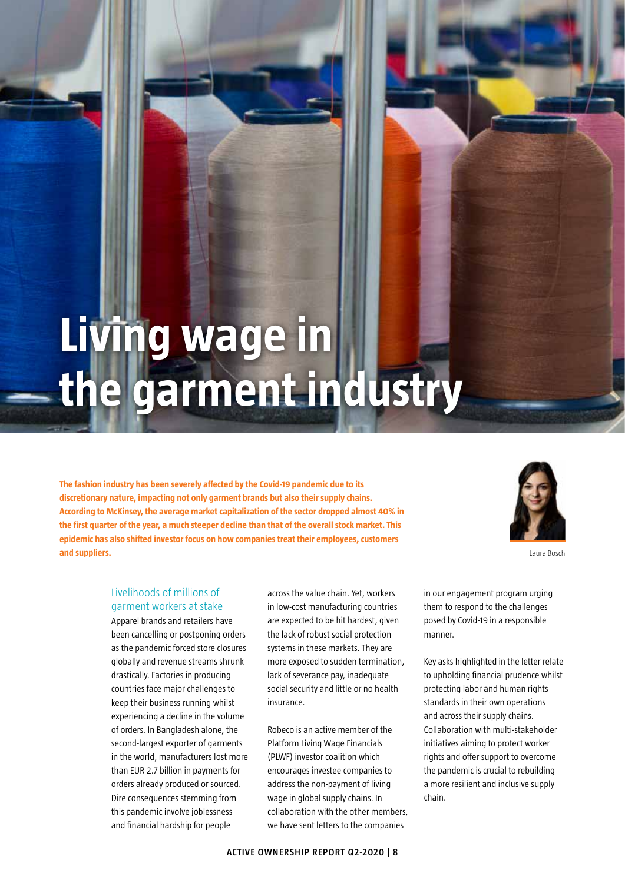# Living wage in the garment industry

**The fashion industry has been severely affected by the Covid-19 pandemic due to its discretionary nature, impacting not only garment brands but also their supply chains. According to McKinsey, the average market capitalization of the sector dropped almost 40% in the first quarter of the year, a much steeper decline than that of the overall stock market. This epidemic has also shifted investor focus on how companies treat their employees, customers and suppliers.**

Laura Bosch

## Livelihoods of millions of garment workers at stake

Apparel brands and retailers have been cancelling or postponing orders as the pandemic forced store closures globally and revenue streams shrunk drastically. Factories in producing countries face major challenges to keep their business running whilst experiencing a decline in the volume of orders. In Bangladesh alone, the second-largest exporter of garments in the world, manufacturers lost more than EUR 2.7 billion in payments for orders already produced or sourced. Dire consequences stemming from this pandemic involve joblessness and financial hardship for people across the value chain. Yet, workers in low-cost manufacturing countries are expected to be hit hardest, given the lack of robust social protection systems in these markets. They are more exposed to sudden termination, lack of severance pay, inadequate social security and little or no health insurance.

Robeco is an active member of the Platform Living Wage Financials (PLWF) investor coalition which encourages investee companies to address the non-payment of living wage in global supply chains. In collaboration with the other members, we have sent letters to the companies in our engagement program urging them to respond to the challenges posed by Covid-19 in a responsible manner.

Key asks highlighted in the letter relate to upholding financial prudence whilst protecting labor and human rights standards in their own operations and across their supply chains. Collaboration with multi-stakeholder initiatives aiming to protect worker rights and offer support to overcome the pandemic is crucial to rebuilding a more resilient and inclusive supply chain.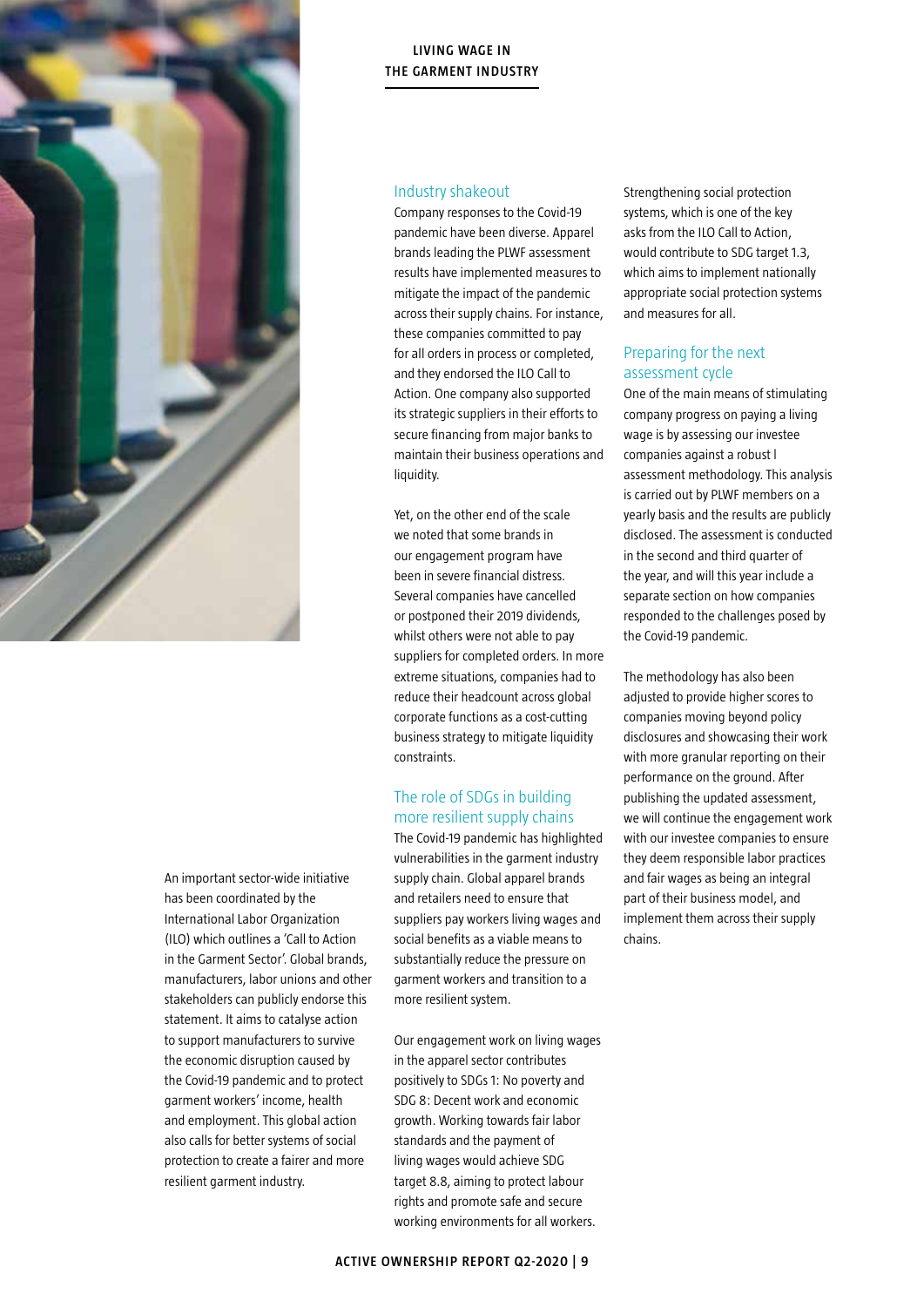## LIVING WAGE IN THE GARMENT INDUSTRY

An important sector-wide initiative has been coordinated by the International Labor Organization (ILO) which outlines a 'Call to Action in the Garment Sector'. Global brands, manufacturers, labor unions and other stakeholders can publicly endorse this statement. It aims to catalyse action to support manufacturers to survive the economic disruption caused by the Covid-19 pandemic and to protect garment workers' income, health and employment. This global action also calls for better systems of social protection to create a fairer and more resilient garment industry.

### Industry shakeout

Company responses to the Covid-19 pandemic have been diverse. Apparel brands leading the PLWF assessment results have implemented measures to mitigate the impact of the pandemic across their supply chains. For instance, these companies committed to pay for all orders in process or completed, and they endorsed the ILO Call to Action. One company also supported its strategic suppliers in their efforts to secure financing from major banks to maintain their business operations and liquidity.

Yet, on the other end of the scale we noted that some brands in our engagement program have been in severe financial distress. Several companies have cancelled or postponed their 2019 dividends, whilst others were not able to pay suppliers for completed orders. In more extreme situations, companies had to reduce their headcount across global corporate functions as a cost-cutting business strategy to mitigate liquidity constraints.

### The role of SDGs in building more resilient supply chains

The Covid-19 pandemic has highlighted vulnerabilities in the garment industry supply chain. Global apparel brands and retailers need to ensure that suppliers pay workers living wages and social benefits as a viable means to substantially reduce the pressure on garment workers and transition to a more resilient system.

Our engagement work on living wages in the apparel sector contributes positively to SDGs 1: No poverty and SDG 8: Decent work and economic growth. Working towards fair labor standards and the payment of living wages would achieve SDG target 8.8, aiming to protect labour rights and promote safe and secure working environments for all workers. Strengthening social protection systems, which is one of the key asks from the ILO Call to Action, would contribute to SDG target 1.3, which aims to implement nationally appropriate social protection systems and measures for all.

### Preparing for the next assessment cycle

One of the main means of stimulating company progress on paying a living wage is by assessing our investee companies against a robust l assessment methodology. This analysis is carried out by PLWF members on a yearly basis and the results are publicly disclosed. The assessment is conducted in the second and third quarter of the year, and will this year include a separate section on how companies responded to the challenges posed by the Covid-19 pandemic.

The methodology has also been adjusted to provide higher scores to companies moving beyond policy disclosures and showcasing their work with more granular reporting on their performance on the ground. After publishing the updated assessment, we will continue the engagement work with our investee companies to ensure they deem responsible labor practices and fair wages as being an integral part of their business model, and implement them across their supply chains.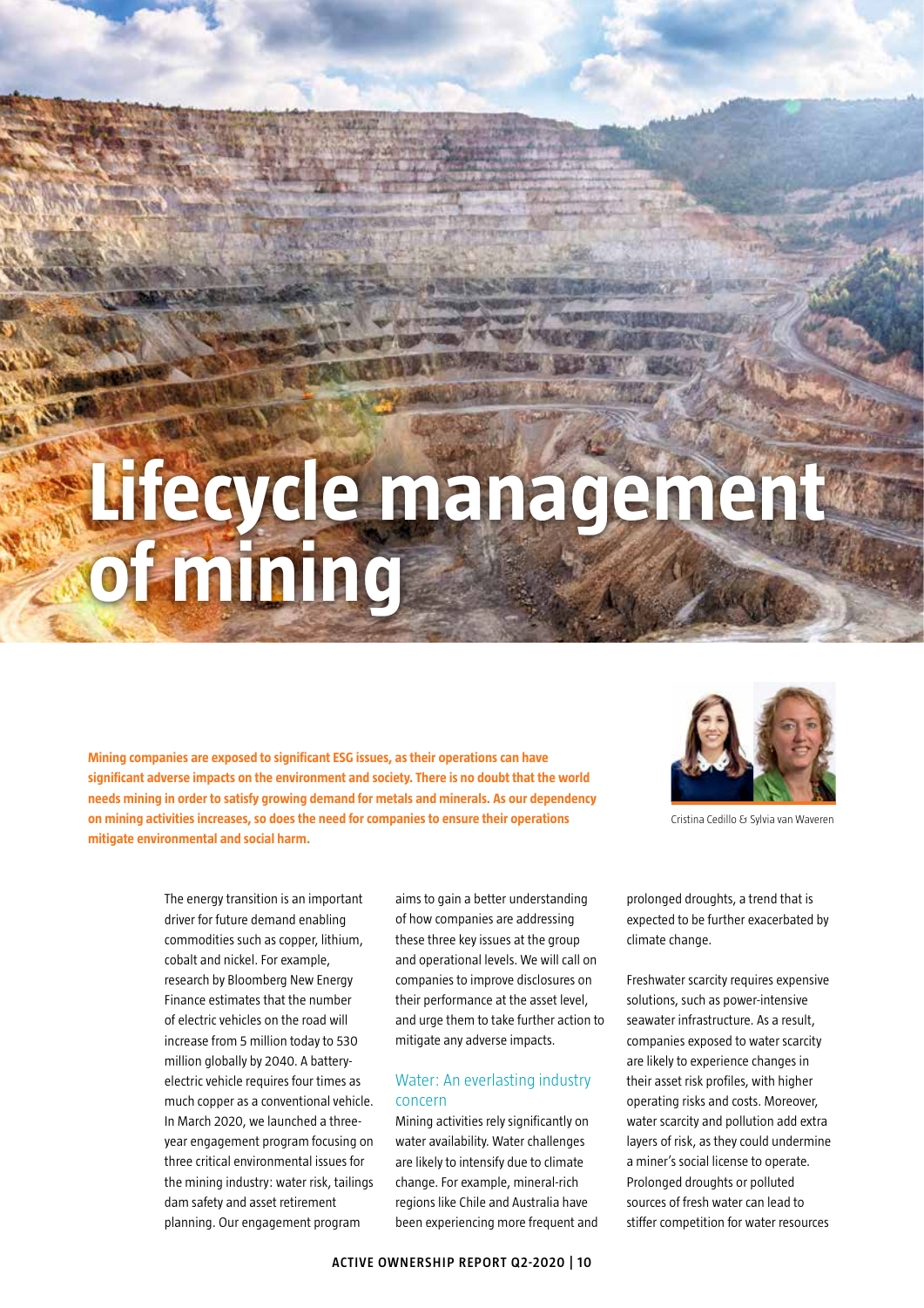# Lifecycle management of mining

**Mining companies are exposed to significant ESG issues, as their operations can have significant adverse impacts on the environment and society. There is no doubt that the world needs mining in order to satisfy growing demand for metals and minerals. As our dependency on mining activities increases, so does the need for companies to ensure their operations mitigate environmental and social harm.**

Cristina Cedillo & Sylvia van Waveren

The energy transition is an important driver for future demand enabling commodities such as copper, lithium, cobalt and nickel. For example, research by Bloomberg New Energy Finance estimates that the number of electric vehicles on the road will increase from 5 million today to 530 million globally by 2040. A battery-electric vehicle requires four times as much copper as a conventional vehicle. In March 2020, we launched a three-year engagement program focusing on three critical environmental issues for the mining industry: water risk, tailings dam safety and asset retirement planning. Our engagement program aims to gain a better understanding of how companies are addressing these three key issues at the group and operational levels. We will call on companies to improve disclosures on their performance at the asset level, and urge them to take further action to mitigate any adverse impacts.

## Water: An everlasting industry concern

Mining activities rely significantly on water availability. Water challenges are likely to intensify due to climate change. For example, mineral-rich regions like Chile and Australia have been experiencing more frequent and prolonged droughts, a trend that is expected to be further exacerbated by climate change.

Freshwater scarcity requires expensive solutions, such as power-intensive seawater infrastructure. As a result, companies exposed to water scarcity are likely to experience changes in their asset risk profiles, with higher operating risks and costs. Moreover, water scarcity and pollution add extra layers of risk, as they could undermine a miner's social license to operate. Prolonged droughts or polluted sources of fresh water can lead to stiffer competition for water resources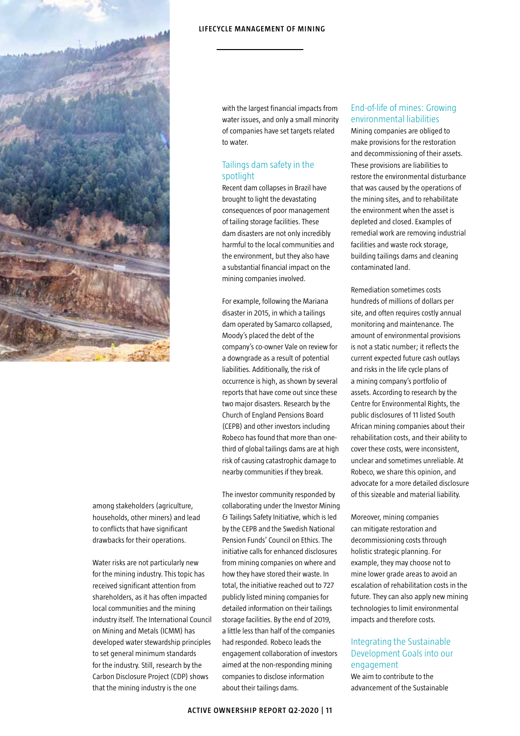among stakeholders (agriculture, households, other miners) and lead to conflicts that have significant drawbacks for their operations.

Water risks are not particularly new for the mining industry. This topic has received significant attention from shareholders, as it has often impacted local communities and the mining industry itself. The International Council on Mining and Metals (ICMM) has developed water stewardship principles to set general minimum standards for the industry. Still, research by the Carbon Disclosure Project (CDP) shows that the mining industry is the one with the largest financial impacts from water issues, and only a small minority of companies have set targets related to water.

## Tailings dam safety in the spotlight

Recent dam collapses in Brazil have brought to light the devastating consequences of poor management of tailing storage facilities. These dam disasters are not only incredibly harmful to the local communities and the environment, but they also have a substantial financial impact on the mining companies involved.

For example, following the Mariana disaster in 2015, in which a tailings dam operated by Samarco collapsed, Moody's placed the debt of the company's co-owner Vale on review for a downgrade as a result of potential liabilities. Additionally, the risk of occurrence is high, as shown by several reports that have come out since these two major disasters. Research by the Church of England Pensions Board (CEPB) and other investors including Robeco has found that more than one-third of global tailings dams are at high risk of causing catastrophic damage to nearby communities if they break.

The investor community responded by collaborating under the Investor Mining & Tailings Safety Initiative, which is led by the CEPB and the Swedish National Pension Funds' Council on Ethics. The initiative calls for enhanced disclosures from mining companies on where and how they have stored their waste. In total, the initiative reached out to 727 publicly listed mining companies for detailed information on their tailings storage facilities. By the end of 2019, a little less than half of the companies had responded. Robeco leads the engagement collaboration of investors aimed at the non-responding mining companies to disclose information about their tailings dams.

## End-of-life of mines: Growing environmental liabilities

Mining companies are obliged to make provisions for the restoration and decommissioning of their assets. These provisions are liabilities to restore the environmental disturbance that was caused by the operations of the mining sites, and to rehabilitate the environment when the asset is depleted and closed. Examples of remedial work are removing industrial facilities and waste rock storage, building tailings dams and cleaning contaminated land.

Remediation sometimes costs hundreds of millions of dollars per site, and often requires costly annual monitoring and maintenance. The amount of environmental provisions is not a static number; it reflects the current expected future cash outlays and risks in the life cycle plans of a mining company's portfolio of assets. According to research by the Centre for Environmental Rights, the public disclosures of 11 listed South African mining companies about their rehabilitation costs, and their ability to cover these costs, were inconsistent, unclear and sometimes unreliable. At Robeco, we share this opinion, and advocate for a more detailed disclosure of this sizeable and material liability.

Moreover, mining companies can mitigate restoration and decommissioning costs through holistic strategic planning. For example, they may choose not to mine lower grade areas to avoid an escalation of rehabilitation costs in the future. They can also apply new mining technologies to limit environmental impacts and therefore costs.

## Integrating the Sustainable Development Goals into our engagement

We aim to contribute to the advancement of the Sustainable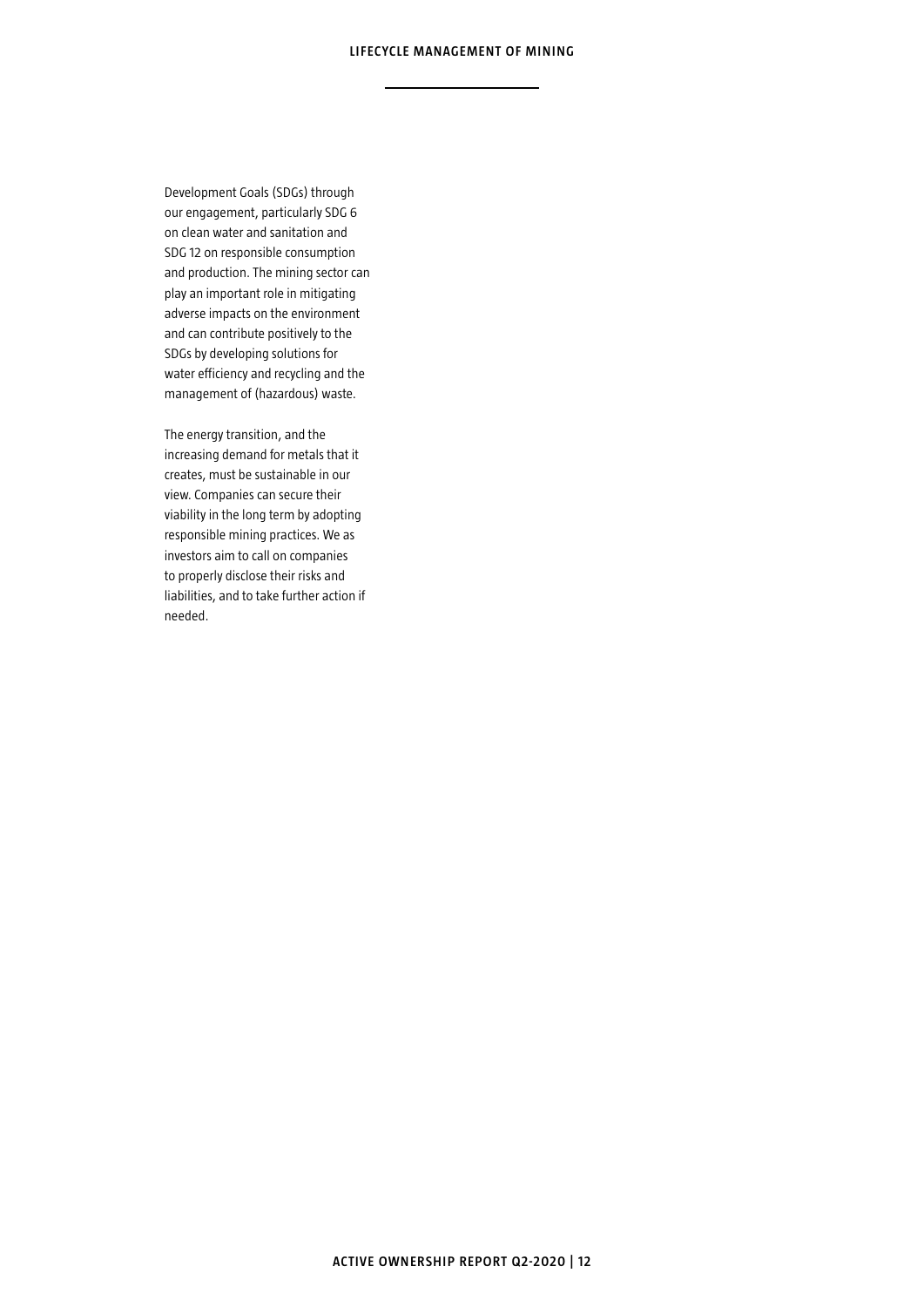Development Goals (SDGs) through our engagement, particularly SDG 6 on clean water and sanitation and SDG 12 on responsible consumption and production. The mining sector can play an important role in mitigating adverse impacts on the environment and can contribute positively to the SDGs by developing solutions for water efficiency and recycling and the management of (hazardous) waste.

The energy transition, and the increasing demand for metals that it creates, must be sustainable in our view. Companies can secure their viability in the long term by adopting responsible mining practices. We as investors aim to call on companies to properly disclose their risks and liabilities, and to take further action if needed.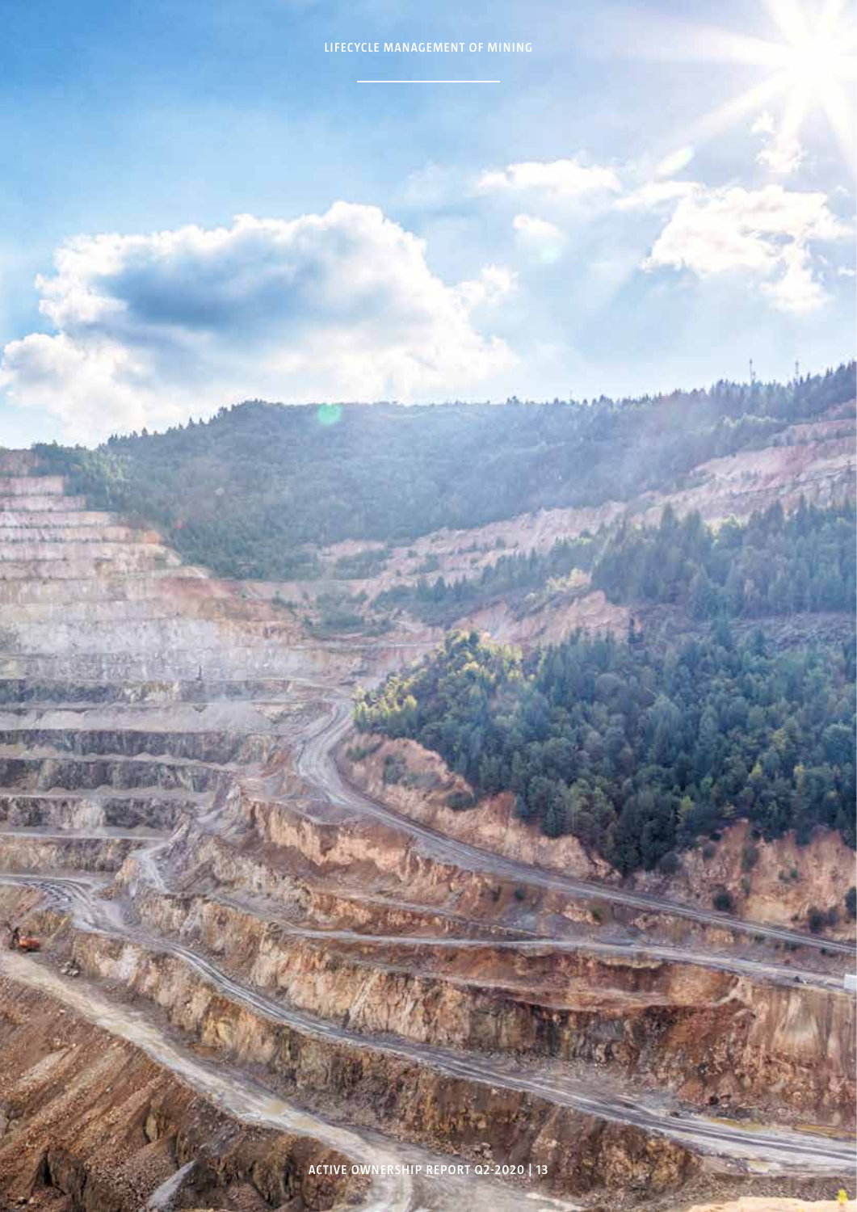# LIFECYCLE MANAGEMENT OF MINING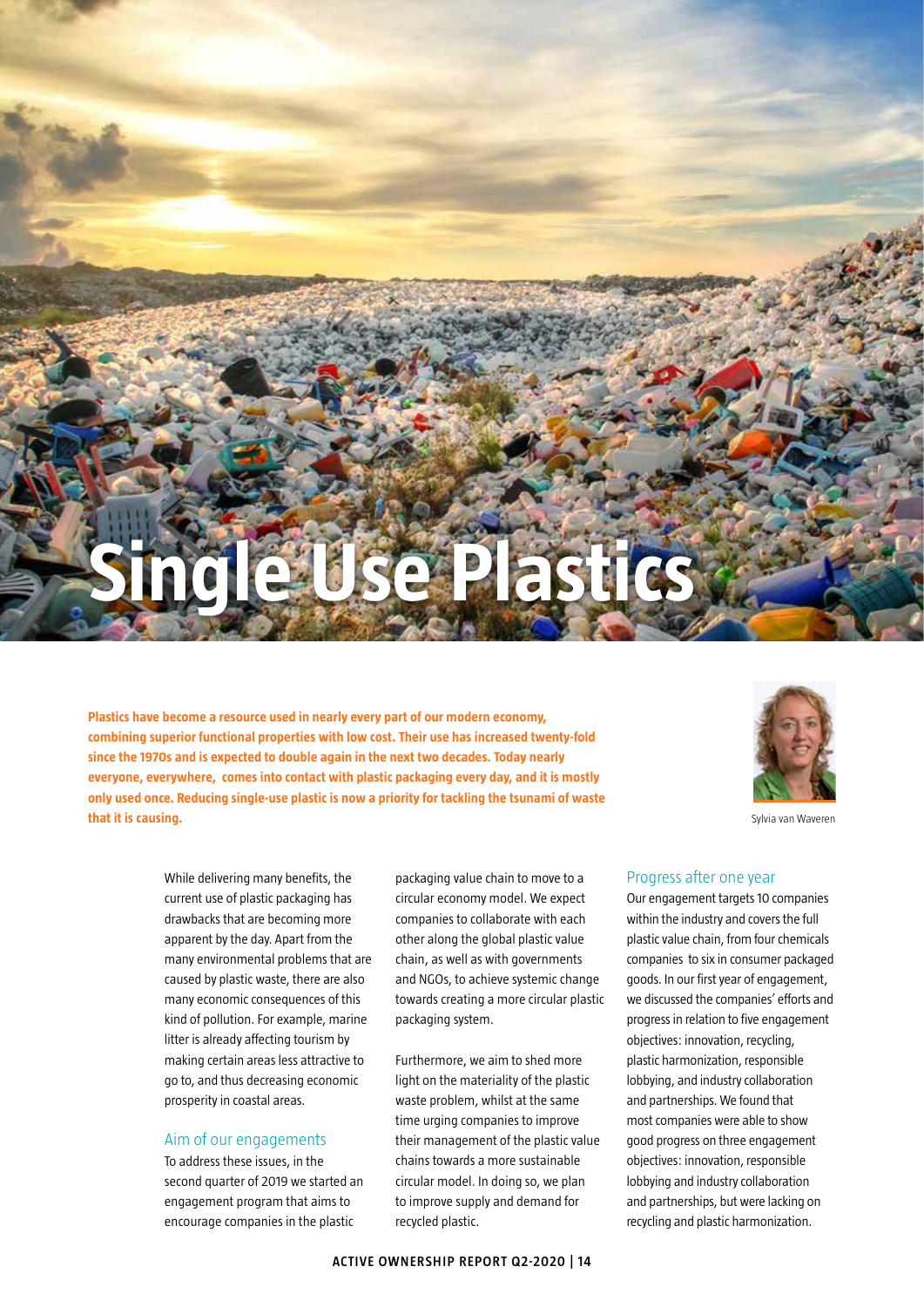# Single Use Plastics

**Plastics have become a resource used in nearly every part of our modern economy, combining superior functional properties with low cost. Their use has increased twenty-fold since the 1970s and is expected to double again in the next two decades. Today nearly everyone, everywhere, comes into contact with plastic packaging every day, and it is mostly only used once. Reducing single-use plastic is now a priority for tackling the tsunami of waste that it is causing.**

Sylvia van Waveren

While delivering many benefits, the current use of plastic packaging has drawbacks that are becoming more apparent by the day. Apart from the many environmental problems that are caused by plastic waste, there are also many economic consequences of this kind of pollution. For example, marine litter is already affecting tourism by making certain areas less attractive to go to, and thus decreasing economic prosperity in coastal areas.

## Aim of our engagements

To address these issues, in the second quarter of 2019 we started an engagement program that aims to encourage companies in the plastic packaging value chain to move to a circular economy model. We expect companies to collaborate with each other along the global plastic value chain, as well as with governments and NGOs, to achieve systemic change towards creating a more circular plastic packaging system.

Furthermore, we aim to shed more light on the materiality of the plastic waste problem, whilst at the same time urging companies to improve their management of the plastic value chains towards a more sustainable circular model. In doing so, we plan to improve supply and demand for recycled plastic.

## Progress after one year

Our engagement targets 10 companies within the industry and covers the full plastic value chain, from four chemicals companies to six in consumer packaged goods. In our first year of engagement, we discussed the companies' efforts and progress in relation to five engagement objectives: innovation, recycling, plastic harmonization, responsible lobbying, and industry collaboration and partnerships. We found that most companies were able to show good progress on three engagement objectives: innovation, responsible lobbying and industry collaboration and partnerships, but were lacking on recycling and plastic harmonization.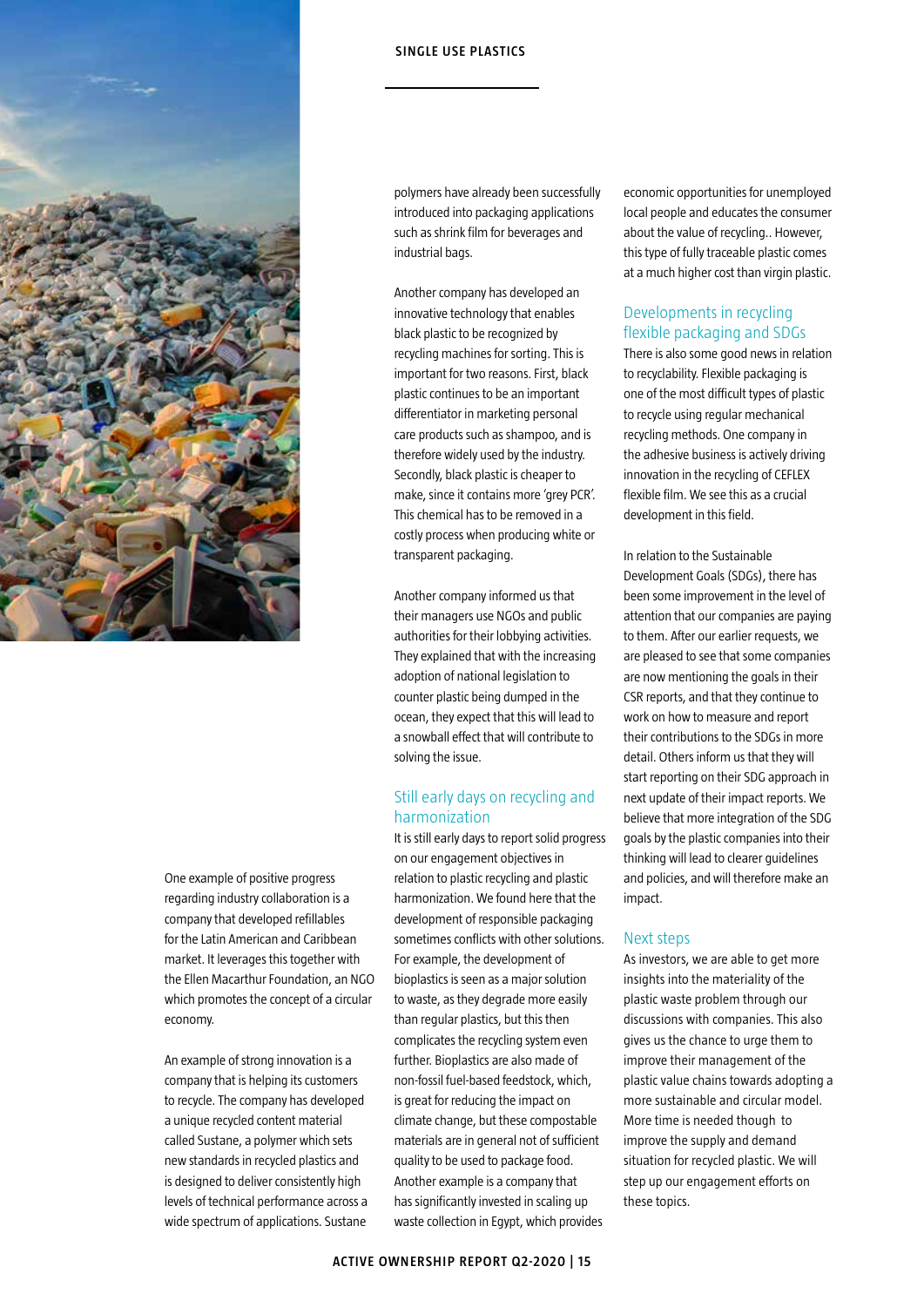One example of positive progress regarding industry collaboration is a company that developed refillables for the Latin American and Caribbean market. It leverages this together with the Ellen Macarthur Foundation, an NGO which promotes the concept of a circular economy.

An example of strong innovation is a company that is helping its customers to recycle. The company has developed a unique recycled content material called Sustane, a polymer which sets new standards in recycled plastics and is designed to deliver consistently high levels of technical performance across a wide spectrum of applications. Sustane polymers have already been successfully introduced into packaging applications such as shrink film for beverages and industrial bags.

Another company has developed an innovative technology that enables black plastic to be recognized by recycling machines for sorting. This is important for two reasons. First, black plastic continues to be an important differentiator in marketing personal care products such as shampoo, and is therefore widely used by the industry. Secondly, black plastic is cheaper to make, since it contains more 'grey PCR'. This chemical has to be removed in a costly process when producing white or transparent packaging.

Another company informed us that their managers use NGOs and public authorities for their lobbying activities. They explained that with the increasing adoption of national legislation to counter plastic being dumped in the ocean, they expect that this will lead to a snowball effect that will contribute to solving the issue.

## Still early days on recycling and harmonization

It is still early days to report solid progress on our engagement objectives in relation to plastic recycling and plastic harmonization. We found here that the development of responsible packaging sometimes conflicts with other solutions. For example, the development of bioplastics is seen as a major solution to waste, as they degrade more easily than regular plastics, but this then complicates the recycling system even further. Bioplastics are also made of non-fossil fuel-based feedstock, which, is great for reducing the impact on climate change, but these compostable materials are in general not of sufficient quality to be used to package food. Another example is a company that has significantly invested in scaling up waste collection in Egypt, which provides economic opportunities for unemployed local people and educates the consumer about the value of recycling.. However, this type of fully traceable plastic comes at a much higher cost than virgin plastic.

## Developments in recycling flexible packaging and SDGs

There is also some good news in relation to recyclability. Flexible packaging is one of the most difficult types of plastic to recycle using regular mechanical recycling methods. One company in the adhesive business is actively driving innovation in the recycling of CEFLEX flexible film. We see this as a crucial development in this field.

In relation to the Sustainable Development Goals (SDGs), there has been some improvement in the level of attention that our companies are paying to them. After our earlier requests, we are pleased to see that some companies are now mentioning the goals in their CSR reports, and that they continue to work on how to measure and report their contributions to the SDGs in more detail. Others inform us that they will start reporting on their SDG approach in next update of their impact reports. We believe that more integration of the SDG goals by the plastic companies into their thinking will lead to clearer guidelines and policies, and will therefore make an impact.

## Next steps

As investors, we are able to get more insights into the materiality of the plastic waste problem through our discussions with companies. This also gives us the chance to urge them to improve their management of the plastic value chains towards adopting a more sustainable and circular model. More time is needed though to improve the supply and demand situation for recycled plastic. We will step up our engagement efforts on these topics.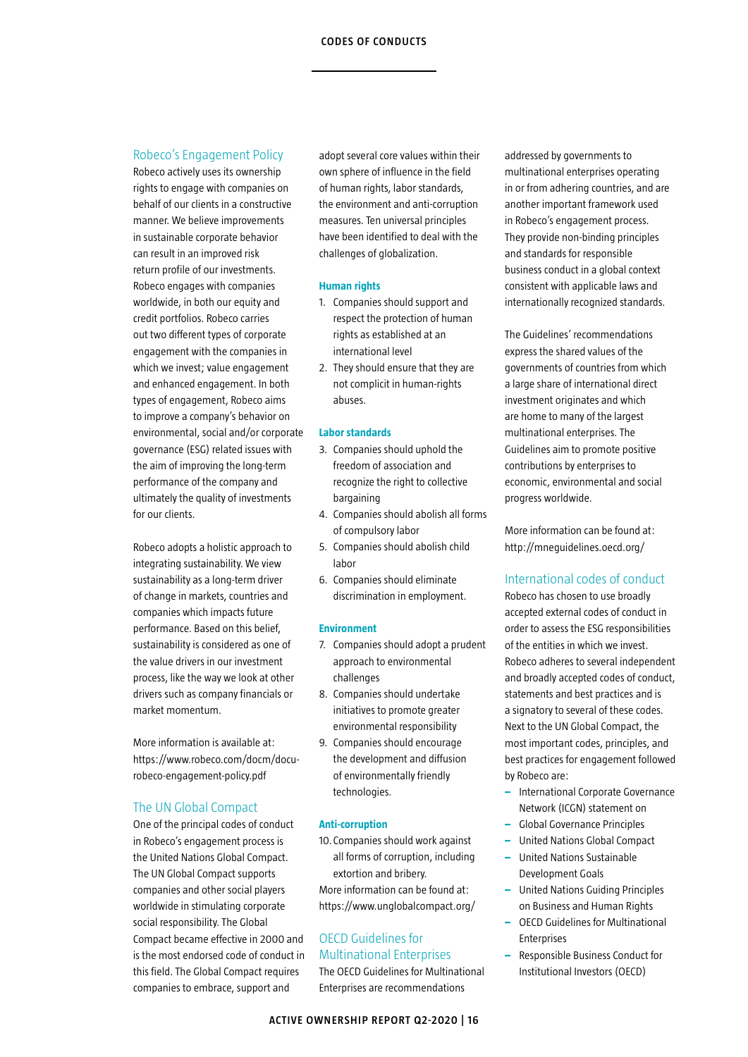## Robeco's Engagement Policy

Robeco actively uses its ownership rights to engage with companies on behalf of our clients in a constructive manner. We believe improvements in sustainable corporate behavior can result in an improved risk return profile of our investments. Robeco engages with companies worldwide, in both our equity and credit portfolios. Robeco carries out two different types of corporate engagement with the companies in which we invest; value engagement and enhanced engagement. In both types of engagement, Robeco aims to improve a company's behavior on environmental, social and/or corporate governance (ESG) related issues with the aim of improving the long-term performance of the company and ultimately the quality of investments for our clients.

Robeco adopts a holistic approach to integrating sustainability. We view sustainability as a long-term driver of change in markets, countries and companies which impacts future performance. Based on this belief, sustainability is considered as one of the value drivers in our investment process, like the way we look at other drivers such as company financials or market momentum.

More information is available at: https://www.robeco.com/docm/docu-robeco-engagement-policy.pdf

## The UN Global Compact

One of the principal codes of conduct in Robeco's engagement process is the United Nations Global Compact. The UN Global Compact supports companies and other social players worldwide in stimulating corporate social responsibility. The Global Compact became effective in 2000 and is the most endorsed code of conduct in this field. The Global Compact requires companies to embrace, support and adopt several core values within their own sphere of influence in the field of human rights, labor standards, the environment and anti-corruption measures. Ten universal principles have been identified to deal with the challenges of globalization.

**Human rights**

1. Companies should support and respect the protection of human rights as established at an international level
2. They should ensure that they are not complicit in human-rights abuses.

**Labor standards**

3. Companies should uphold the freedom of association and recognize the right to collective bargaining
4. Companies should abolish all forms of compulsory labor
5. Companies should abolish child labor
6. Companies should eliminate discrimination in employment.

**Environment**

7. Companies should adopt a prudent approach to environmental challenges
8. Companies should undertake initiatives to promote greater environmental responsibility
9. Companies should encourage the development and diffusion of environmentally friendly technologies.

**Anti-corruption**

10. Companies should work against all forms of corruption, including extortion and bribery.

More information can be found at: https://www.unglobalcompact.org/

## OECD Guidelines for Multinational Enterprises

The OECD Guidelines for Multinational Enterprises are recommendations addressed by governments to multinational enterprises operating in or from adhering countries, and are another important framework used in Robeco's engagement process. They provide non-binding principles and standards for responsible business conduct in a global context consistent with applicable laws and internationally recognized standards.

The Guidelines' recommendations express the shared values of the governments of countries from which a large share of international direct investment originates and which are home to many of the largest multinational enterprises. The Guidelines aim to promote positive contributions by enterprises to economic, environmental and social progress worldwide.

More information can be found at: http://mneguidelines.oecd.org/

## International codes of conduct

Robeco has chosen to use broadly accepted external codes of conduct in order to assess the ESG responsibilities of the entities in which we invest. Robeco adheres to several independent and broadly accepted codes of conduct, statements and best practices and is a signatory to several of these codes. Next to the UN Global Compact, the most important codes, principles, and best practices for engagement followed by Robeco are:

- International Corporate Governance Network (ICGN) statement on
- Global Governance Principles
- United Nations Global Compact
- United Nations Sustainable Development Goals
- United Nations Guiding Principles on Business and Human Rights
- OECD Guidelines for Multinational Enterprises
- Responsible Business Conduct for Institutional Investors (OECD)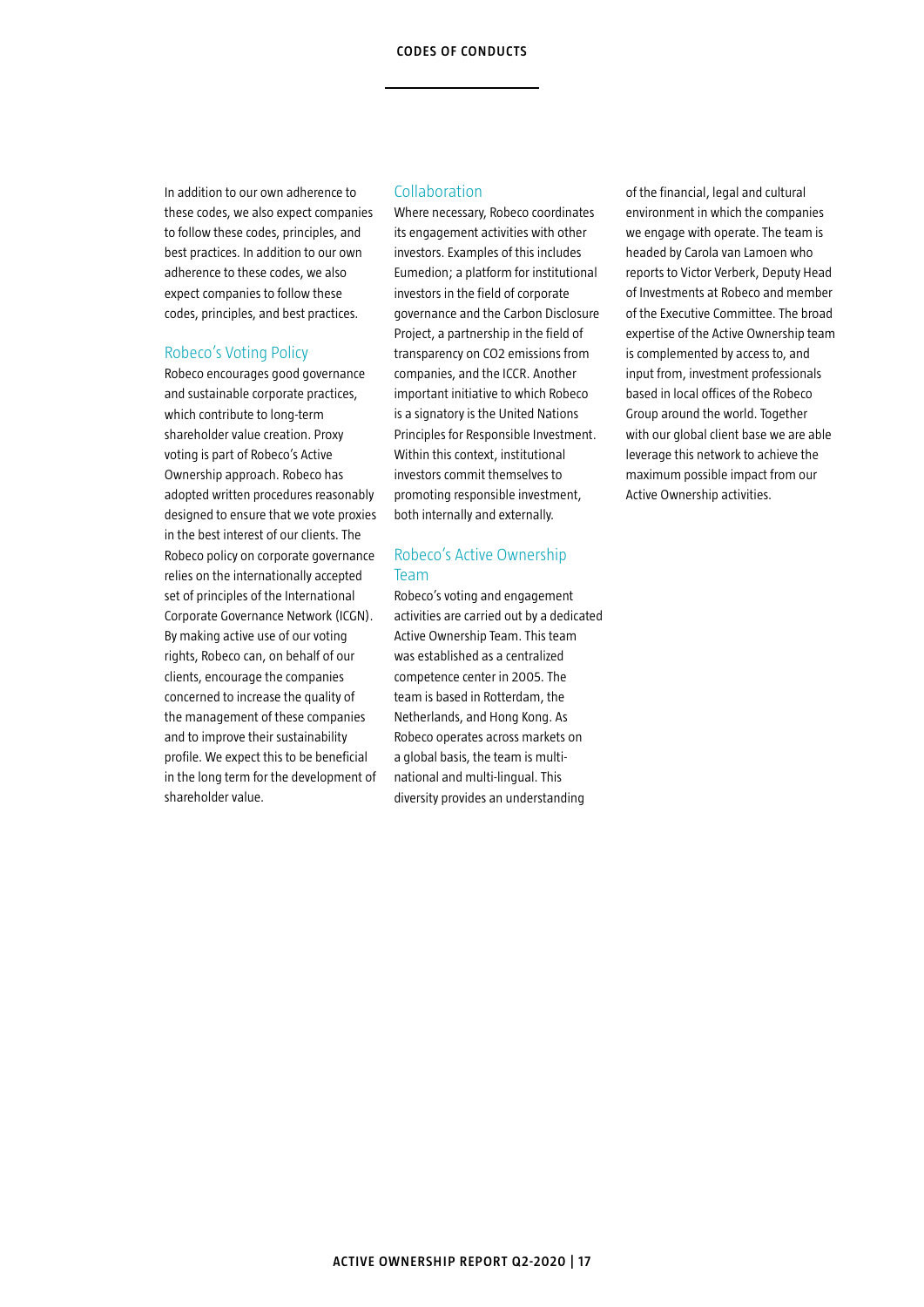In addition to our own adherence to these codes, we also expect companies to follow these codes, principles, and best practices. In addition to our own adherence to these codes, we also expect companies to follow these codes, principles, and best practices.

## Robeco's Voting Policy

Robeco encourages good governance and sustainable corporate practices, which contribute to long-term shareholder value creation. Proxy voting is part of Robeco's Active Ownership approach. Robeco has adopted written procedures reasonably designed to ensure that we vote proxies in the best interest of our clients. The Robeco policy on corporate governance relies on the internationally accepted set of principles of the International Corporate Governance Network (ICGN). By making active use of our voting rights, Robeco can, on behalf of our clients, encourage the companies concerned to increase the quality of the management of these companies and to improve their sustainability profile. We expect this to be beneficial in the long term for the development of shareholder value.

## Collaboration

Where necessary, Robeco coordinates its engagement activities with other investors. Examples of this includes Eumedion; a platform for institutional investors in the field of corporate governance and the Carbon Disclosure Project, a partnership in the field of transparency on $CO_2$ emissions from companies, and the ICCR. Another important initiative to which Robeco is a signatory is the United Nations Principles for Responsible Investment. Within this context, institutional investors commit themselves to promoting responsible investment, both internally and externally.

## Robeco's Active Ownership Team

Robeco's voting and engagement activities are carried out by a dedicated Active Ownership Team. This team was established as a centralized competence center in 2005. The team is based in Rotterdam, the Netherlands, and Hong Kong. As Robeco operates across markets on a global basis, the team is multi-national and multi-lingual. This diversity provides an understanding of the financial, legal and cultural environment in which the companies we engage with operate. The team is headed by Carola van Lamoen who reports to Victor Verberk, Deputy Head of Investments at Robeco and member of the Executive Committee. The broad expertise of the Active Ownership team is complemented by access to, and input from, investment professionals based in local offices of the Robeco Group around the world. Together with our global client base we are able leverage this network to achieve the maximum possible impact from our Active Ownership activities.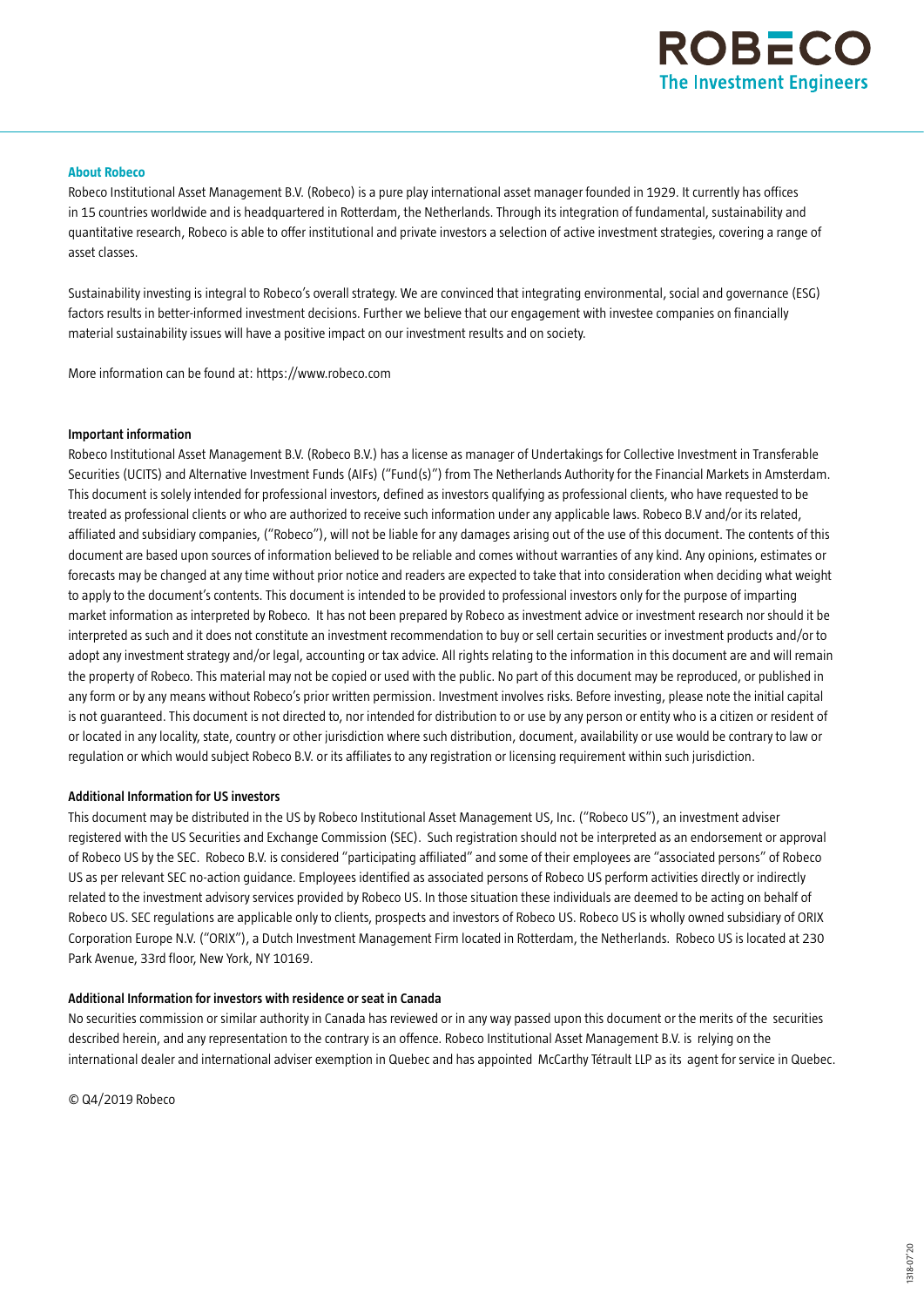### About Robeco

Robeco Institutional Asset Management B.V. (Robeco) is a pure play international asset manager founded in 1929. It currently has offices in 15 countries worldwide and is headquartered in Rotterdam, the Netherlands. Through its integration of fundamental, sustainability and quantitative research, Robeco is able to offer institutional and private investors a selection of active investment strategies, covering a range of asset classes.

Sustainability investing is integral to Robeco's overall strategy. We are convinced that integrating environmental, social and governance (ESG) factors results in better-informed investment decisions. Further we believe that our engagement with investee companies on financially material sustainability issues will have a positive impact on our investment results and on society.

More information can be found at: https://www.robeco.com

### Important information

Robeco Institutional Asset Management B.V. (Robeco B.V.) has a license as manager of Undertakings for Collective Investment in Transferable Securities (UCITS) and Alternative Investment Funds (AIFs) ("Fund(s)") from The Netherlands Authority for the Financial Markets in Amsterdam. This document is solely intended for professional investors, defined as investors qualifying as professional clients, who have requested to be treated as professional clients or who are authorized to receive such information under any applicable laws. Robeco B.V and/or its related, affiliated and subsidiary companies, ("Robeco"), will not be liable for any damages arising out of the use of this document. The contents of this document are based upon sources of information believed to be reliable and comes without warranties of any kind. Any opinions, estimates or forecasts may be changed at any time without prior notice and readers are expected to take that into consideration when deciding what weight to apply to the document's contents. This document is intended to be provided to professional investors only for the purpose of imparting market information as interpreted by Robeco. It has not been prepared by Robeco as investment advice or investment research nor should it be interpreted as such and it does not constitute an investment recommendation to buy or sell certain securities or investment products and/or to adopt any investment strategy and/or legal, accounting or tax advice. All rights relating to the information in this document are and will remain the property of Robeco. This material may not be copied or used with the public. No part of this document may be reproduced, or published in any form or by any means without Robeco's prior written permission. Investment involves risks. Before investing, please note the initial capital is not guaranteed. This document is not directed to, nor intended for distribution to or use by any person or entity who is a citizen or resident of or located in any locality, state, country or other jurisdiction where such distribution, document, availability or use would be contrary to law or regulation or which would subject Robeco B.V. or its affiliates to any registration or licensing requirement within such jurisdiction.

### Additional Information for US investors

This document may be distributed in the US by Robeco Institutional Asset Management US, Inc. ("Robeco US"), an investment adviser registered with the US Securities and Exchange Commission (SEC). Such registration should not be interpreted as an endorsement or approval of Robeco US by the SEC. Robeco B.V. is considered "participating affiliated" and some of their employees are "associated persons" of Robeco US as per relevant SEC no-action guidance. Employees identified as associated persons of Robeco US perform activities directly or indirectly related to the investment advisory services provided by Robeco US. In those situation these individuals are deemed to be acting on behalf of Robeco US. SEC regulations are applicable only to clients, prospects and investors of Robeco US. Robeco US is wholly owned subsidiary of ORIX Corporation Europe N.V. ("ORIX"), a Dutch Investment Management Firm located in Rotterdam, the Netherlands. Robeco US is located at 230 Park Avenue, 33rd floor, New York, NY 10169.

### Additional Information for investors with residence or seat in Canada

No securities commission or similar authority in Canada has reviewed or in any way passed upon this document or the merits of the securities described herein, and any representation to the contrary is an offence. Robeco Institutional Asset Management B.V. is relying on the international dealer and international adviser exemption in Quebec and has appointed McCarthy Tétrault LLP as its agent for service in Quebec.

© Q4/2019 Robeco